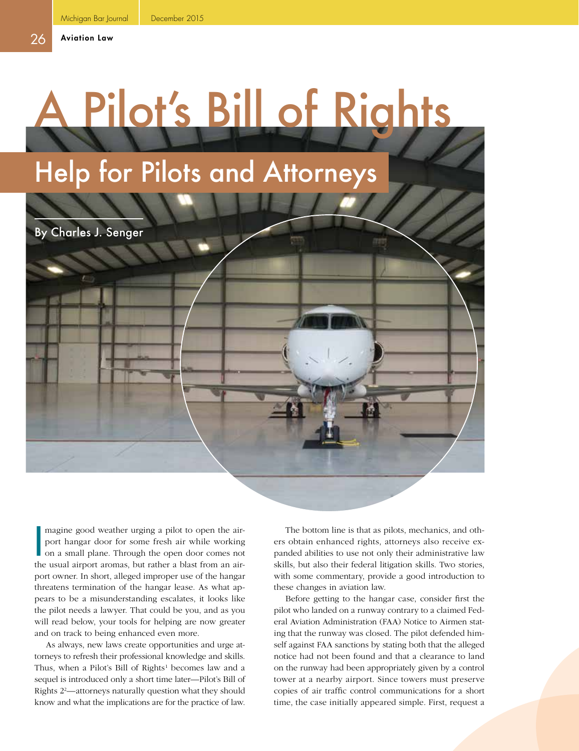# A Pilot's Bill of Rights

## Help for Pilots and Attorneys

By Charles J. Senger

Imagine good weather urging a pilot to open the airport hangar door for some fresh air while working on a small plane. Through the open door comes not the usual airport aromas, but rather a blast from an airport owner. In short, alleged improper use of the hangar threatens termination of the hangar lease. As what appears to be a misunderstanding escalates, it looks like the pilot needs a lawyer. That could be you, and as you will read below, your tools for helping are now greater and on track to being enhanced even more.

As always, new laws create opportunities and urge attorneys to refresh their professional knowledge and skills. Thus, when a Pilot's Bill of Rights[1] becomes law and a sequel is introduced only a short time later—Pilot's Bill of Rights 2[2]—attorneys naturally question what they should know and what the implications are for the practice of law.

The bottom line is that as pilots, mechanics, and others obtain enhanced rights, attorneys also receive expanded abilities to use not only their administrative law skills, but also their federal litigation skills. Two stories, with some commentary, provide a good introduction to these changes in aviation law.

Before getting to the hangar case, consider first the pilot who landed on a runway contrary to a claimed Federal Aviation Administration (FAA) Notice to Airmen stating that the runway was closed. The pilot defended himself against FAA sanctions by stating both that the alleged notice had not been found and that a clearance to land on the runway had been appropriately given by a control tower at a nearby airport. Since towers must preserve copies of air traffic control communications for a short time, the case initially appeared simple. First, request a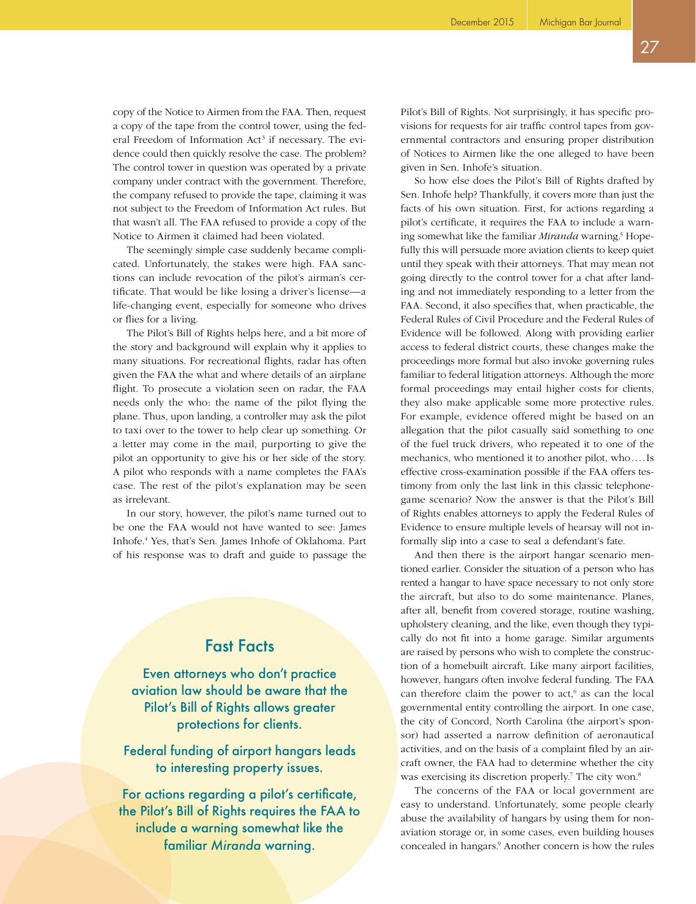copy of the Notice to Airmen from the FAA. Then, request a copy of the tape from the control tower, using the federal Freedom of Information Act[3] if necessary. The evidence could then quickly resolve the case. The problem? The control tower in question was operated by a private company under contract with the government. Therefore, the company refused to provide the tape, claiming it was not subject to the Freedom of Information Act rules. But that wasn't all. The FAA refused to provide a copy of the Notice to Airmen it claimed had been violated.

The seemingly simple case suddenly became complicated. Unfortunately, the stakes were high. FAA sanctions can include revocation of the pilot's airman's certificate. That would be like losing a driver's license—a life-changing event, especially for someone who drives or flies for a living.

The Pilot's Bill of Rights helps here, and a bit more of the story and background will explain why it applies to many situations. For recreational flights, radar has often given the FAA the what and where details of an airplane flight. To prosecute a violation seen on radar, the FAA needs only the who: the name of the pilot flying the plane. Thus, upon landing, a controller may ask the pilot to taxi over to the tower to help clear up something. Or a letter may come in the mail, purporting to give the pilot an opportunity to give his or her side of the story. A pilot who responds with a name completes the FAA's case. The rest of the pilot's explanation may be seen as irrelevant.

In our story, however, the pilot's name turned out to be one the FAA would not have wanted to see: James Inhofe.[4] Yes, that's Sen. James Inhofe of Oklahoma. Part of his response was to draft and guide to passage the Pilot's Bill of Rights. Not surprisingly, it has specific provisions for requests for air traffic control tapes from governmental contractors and ensuring proper distribution of Notices to Airmen like the one alleged to have been given in Sen. Inhofe's situation.

So how else does the Pilot's Bill of Rights drafted by Sen. Inhofe help? Thankfully, it covers more than just the facts of his own situation. First, for actions regarding a pilot's certificate, it requires the FAA to include a warning somewhat like the familiar *Miranda* warning.[5] Hopefully this will persuade more aviation clients to keep quiet until they speak with their attorneys. That may mean not going directly to the control tower for a chat after landing and not immediately responding to a letter from the FAA. Second, it also specifies that, when practicable, the Federal Rules of Civil Procedure and the Federal Rules of Evidence will be followed. Along with providing earlier access to federal district courts, these changes make the proceedings more formal but also invoke governing rules familiar to federal litigation attorneys. Although the more formal proceedings may entail higher costs for clients, they also make applicable some more protective rules. For example, evidence offered might be based on an allegation that the pilot casually said something to one of the fuel truck drivers, who repeated it to one of the mechanics, who mentioned it to another pilot, who.... Is effective cross-examination possible if the FAA offers testimony from only the last link in this classic telephone-game scenario? Now the answer is that the Pilot's Bill of Rights enables attorneys to apply the Federal Rules of Evidence to ensure multiple levels of hearsay will not informally slip into a case to seal a defendant's fate.

And then there is the airport hangar scenario mentioned earlier. Consider the situation of a person who has rented a hangar to have space necessary to not only store the aircraft, but also to do some maintenance. Planes, after all, benefit from covered storage, routine washing, upholstery cleaning, and the like, even though they typically do not fit into a home garage. Similar arguments are raised by persons who wish to complete the construction of a homebuilt aircraft. Like many airport facilities, however, hangars often involve federal funding. The FAA can therefore claim the power to act,[6] as can the local governmental entity controlling the airport. In one case, the city of Concord, North Carolina (the airport's sponsor) had asserted a narrow definition of aeronautical activities, and on the basis of a complaint filed by an aircraft owner, the FAA had to determine whether the city was exercising its discretion properly.[7] The city won.[8]

The concerns of the FAA or local government are easy to understand. Unfortunately, some people clearly abuse the availability of hangars by using them for non-aviation storage or, in some cases, even building houses concealed in hangars.[9] Another concern is how the rules

## Fast Facts

Even attorneys who don't practice aviation law should be aware that the Pilot's Bill of Rights allows greater protections for clients.

Federal funding of airport hangars leads to interesting property issues.

For actions regarding a pilot's certificate, the Pilot's Bill of Rights requires the FAA to include a warning somewhat like the familiar *Miranda* warning.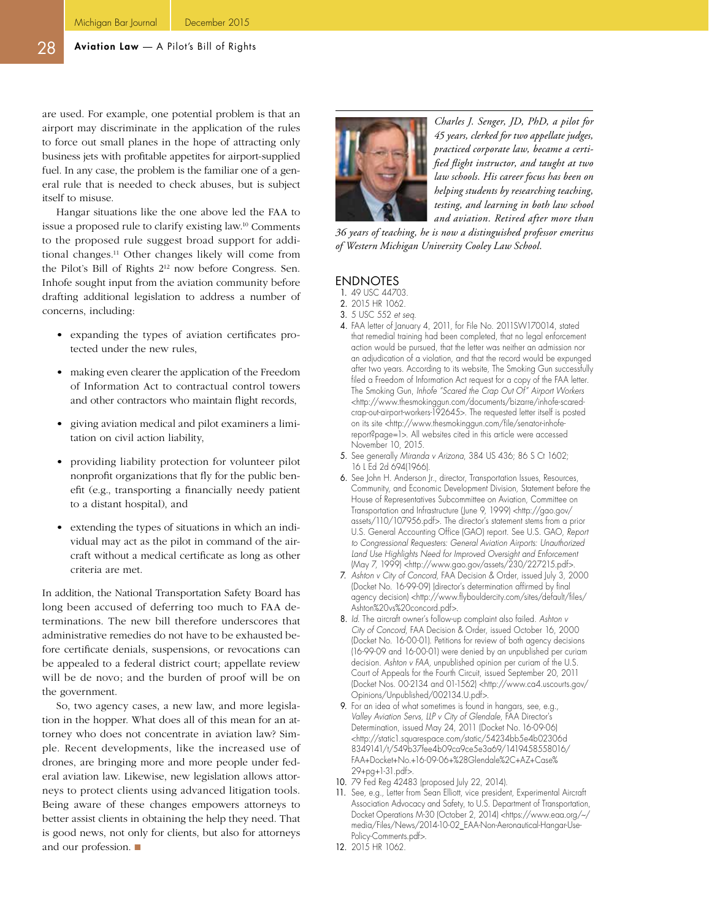are used. For example, one potential problem is that an airport may discriminate in the application of the rules to force out small planes in the hope of attracting only business jets with profitable appetites for airport-supplied fuel. In any case, the problem is the familiar one of a general rule that is needed to check abuses, but is subject itself to misuse.

Hangar situations like the one above led the FAA to issue a proposed rule to clarify existing law.[10] Comments to the proposed rule suggest broad support for additional changes.[11] Other changes likely will come from the Pilot's Bill of Rights 2[12] now before Congress. Sen. Inhofe sought input from the aviation community before drafting additional legislation to address a number of concerns, including:

- expanding the types of aviation certificates protected under the new rules,
- making even clearer the application of the Freedom of Information Act to contractual control towers and other contractors who maintain flight records,
- giving aviation medical and pilot examiners a limitation on civil action liability,
- providing liability protection for volunteer pilot nonprofit organizations that fly for the public benefit (e.g., transporting a financially needy patient to a distant hospital), and
- extending the types of situations in which an individual may act as the pilot in command of the aircraft without a medical certificate as long as other criteria are met.

In addition, the National Transportation Safety Board has long been accused of deferring too much to FAA determinations. The new bill therefore underscores that administrative remedies do not have to be exhausted before certificate denials, suspensions, or revocations can be appealed to a federal district court; appellate review will be de novo; and the burden of proof will be on the government.

So, two agency cases, a new law, and more legislation in the hopper. What does all of this mean for an attorney who does not concentrate in aviation law? Simple. Recent developments, like the increased use of drones, are bringing more and more people under federal aviation law. Likewise, new legislation allows attorneys to protect clients using advanced litigation tools. Being aware of these changes empowers attorneys to better assist clients in obtaining the help they need. That is good news, not only for clients, but also for attorneys and our profession. ■

*Charles J. Senger, JD, PhD, a pilot for 45 years, clerked for two appellate judges, practiced corporate law, became a certified flight instructor, and taught at two law schools. His career focus has been on helping students by researching teaching, testing, and learning in both law school and aviation. Retired after more than 36 years of teaching, he is now a distinguished professor emeritus of Western Michigan University Cooley Law School.*

## ENDNOTES

1. 49 USC 44703.
2. 2015 HR 1062.
3. 5 USC 552 *et seq.*
4. FAA letter of January 4, 2011, for File No. 2011SW170014, stated that remedial training had been completed, that no legal enforcement action would be pursued, that the letter was neither an admission nor an adjudication of a violation, and that the record would be expunged after two years. According to its website, The Smoking Gun successfully filed a Freedom of Information Act request for a copy of the FAA letter. The Smoking Gun, *Inhofe "Scared the Crap Out Of" Airport Workers* <http://www.thesmokinggun.com/documents/bizarre/inhofe-scared-crap-out-airport-workers-192645>. The requested letter itself is posted on its site <http://www.thesmokinggun.com/file/senator-inhofe-report?page=1>. All websites cited in this article were accessed November 10, 2015.
5. See generally *Miranda v Arizona*, 384 US 436; 86 S Ct 1602; 16 L Ed 2d 694(1966).
6. See John H. Anderson Jr., director, Transportation Issues, Resources, Community, and Economic Development Division, Statement before the House of Representatives Subcommittee on Aviation, Committee on Transportation and Infrastructure (June 9, 1999) <http://gao.gov/assets/110/107956.pdf>. The director's statement stems from a prior U.S. General Accounting Office (GAO) report. See U.S. GAO, *Report to Congressional Requesters: General Aviation Airports: Unauthorized Land Use Highlights Need for Improved Oversight and Enforcement* (May 7, 1999) <http://www.gao.gov/assets/230/227215.pdf>.
7. *Ashton v City of Concord*, FAA Decision & Order, issued July 3, 2000 (Docket No. 16-99-09) (director's determination affirmed by final agency decision) <http://www.flybouldercity.com/sites/default/files/Ashton%20vs%20concord.pdf>.
8. *Id.* The aircraft owner's follow-up complaint also failed. *Ashton v City of Concord*, FAA Decision & Order, issued October 16, 2000 (Docket No. 16-00-01). Petitions for review of both agency decisions (16-99-09 and 16-00-01) were denied by an unpublished per curiam decision. *Ashton v FAA*, unpublished opinion per curiam of the U.S. Court of Appeals for the Fourth Circuit, issued September 20, 2011 (Docket Nos. 00-2134 and 01-1562) <http://www.ca4.uscourts.gov/Opinions/Unpublished/002134.U.pdf>.
9. For an idea of what sometimes is found in hangars, see, e.g., *Valley Aviation Servs, LLP v City of Glendale*, FAA Director's Determination, issued May 24, 2011 (Docket No. 16-09-06) <http://static1.squarespace.com/static/54234bb5e4b02306d8349141/t/549b37fee4b09ca9ce5e3a69/1419458558016/FAA+Docket+No.+16-09-06+%28Glendale%2C+AZ+Case%29+pg+1-31.pdf>.
10. 79 Fed Reg 42483 (proposed July 22, 2014).
11. See, e.g., Letter from Sean Elliott, vice president, Experimental Aircraft Association Advocacy and Safety, to U.S. Department of Transportation, Docket Operations M-30 (October 2, 2014) <https://www.eaa.org/~/media/Files/News/2014-10-02_EAA-Non-Aeronautical-Hangar-Use-Policy-Comments.pdf>.
12. 2015 HR 1062.